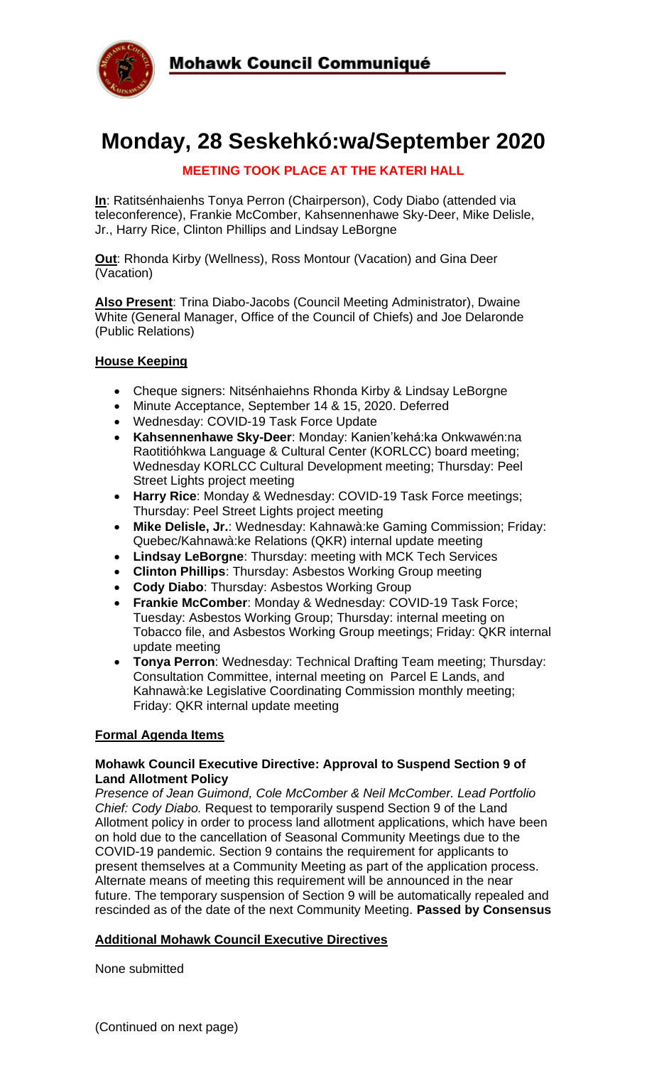**Mohawk Council Communiqué**

# Monday, 28 Seskehkó:wa/September 2020

**MEETING TOOK PLACE AT THE KATERI HALL**

**In**: Ratisénhaienhs Tonya Perron (Chairperson), Cody Diabo (attended via teleconference), Frankie McComber, Kahsennenhawe Sky-Deer, Mike Delisle, Jr., Harry Rice, Clinton Phillips and Lindsay LeBorgne

**Out**: Rhonda Kirby (Wellness), Ross Montour (Vacation) and Gina Deer (Vacation)

**Also Present**: Trina Diabo-Jacobs (Council Meeting Administrator), Dwaine White (General Manager, Office of the Council of Chiefs) and Joe Delaronde (Public Relations)

## House Keeping

- Cheque signers: Nisténhaiehns Rhonda Kirby & Lindsay LeBorgne
- Minute Acceptance, September 14 & 15, 2020. Deferred
- Wednesday: COVID-19 Task Force Update
- **Kahsennenhawe Sky-Deer**: Monday: Kanien'kehá:ka Onkwawén:na Raotitióhkwa Language & Cultural Center (KORLCC) board meeting; Wednesday KORLCC Cultural Development meeting; Thursday: Peel Street Lights project meeting
- **Harry Rice**: Monday & Wednesday: COVID-19 Task Force meetings; Thursday: Peel Street Lights project meeting
- **Mike Delisle, Jr.**: Wednesday: Kahnawà:ke Gaming Commission; Friday: Quebec/Kahnawà:ke Relations (QKR) internal update meeting
- **Lindsay LeBorgne**: Thursday: meeting with MCK Tech Services
- **Clinton Phillips**: Thursday: Asbestos Working Group meeting
- **Cody Diabo**: Thursday: Asbestos Working Group
- **Frankie McComber**: Monday & Wednesday: COVID-19 Task Force; Tuesday: Asbestos Working Group; Thursday: internal meeting on Tobacco file, and Asbestos Working Group meetings; Friday: QKR internal update meeting
- **Tonya Perron**: Wednesday: Technical Drafting Team meeting; Thursday: Consultation Committee, internal meeting on Parcel E Lands, and Kahnawà:ke Legislative Coordinating Commission monthly meeting; Friday: QKR internal update meeting

## Formal Agenda Items

### Mohawk Council Executive Directive: Approval to Suspend Section 9 of Land Allotment Policy

*Presence of Jean Guimond, Cole McComber & Neil McComber. Lead Portfolio Chief: Cody Diabo.* Request to temporarily suspend Section 9 of the Land Allotment policy in order to process land allotment applications, which have been on hold due to the cancellation of Seasonal Community Meetings due to the COVID-19 pandemic. Section 9 contains the requirement for applicants to present themselves at a Community Meeting as part of the application process. Alternate means of meeting this requirement will be announced in the near future. The temporary suspension of Section 9 will be automatically repealed and rescinded as of the date of the next Community Meeting. **Passed by Consensus**

## Additional Mohawk Council Executive Directives

None submitted

(Continued on next page)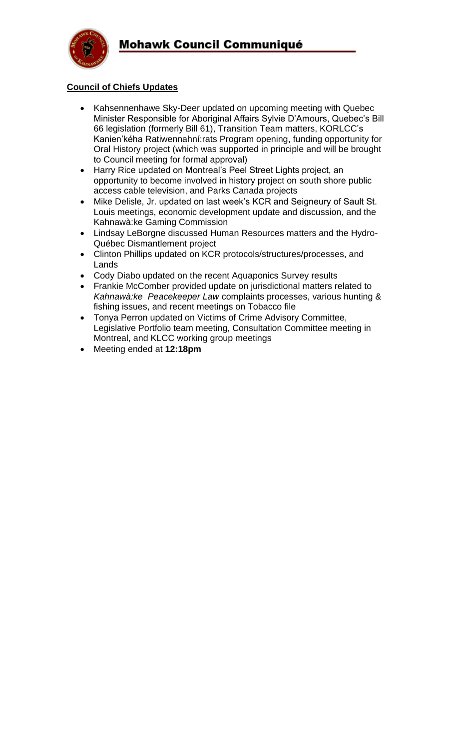## **Council of Chiefs Updates**

- Kahsennenhawe Sky-Deer updated on upcoming meeting with Quebec Minister Responsible for Aboriginal Affairs Sylvie D'Amours, Quebec's Bill 66 legislation (formerly Bill 61), Transition Team matters, KORLCC's Kanien'kéha Ratiwennahní:rats Program opening, funding opportunity for Oral History project (which was supported in principle and will be brought to Council meeting for formal approval)
- Harry Rice updated on Montreal's Peel Street Lights project, an opportunity to become involved in history project on south shore public access cable television, and Parks Canada projects
- Mike Delisle, Jr. updated on last week's KCR and Seigneury of Sault St. Louis meetings, economic development update and discussion, and the Kahnawà:ke Gaming Commission
- Lindsay LeBorgne discussed Human Resources matters and the Hydro-Québec Dismantlement project
- Clinton Phillips updated on KCR protocols/structures/processes, and Lands
- Cody Diabo updated on the recent Aquaponics Survey results
- Frankie McComber provided update on jurisdictional matters related to *Kahnawà:ke Peacekeeper Law* complaints processes, various hunting & fishing issues, and recent meetings on Tobacco file
- Tonya Perron updated on Victims of Crime Advisory Committee, Legislative Portfolio team meeting, Consultation Committee meeting in Montreal, and KLCC working group meetings
- Meeting ended at **12:18pm**